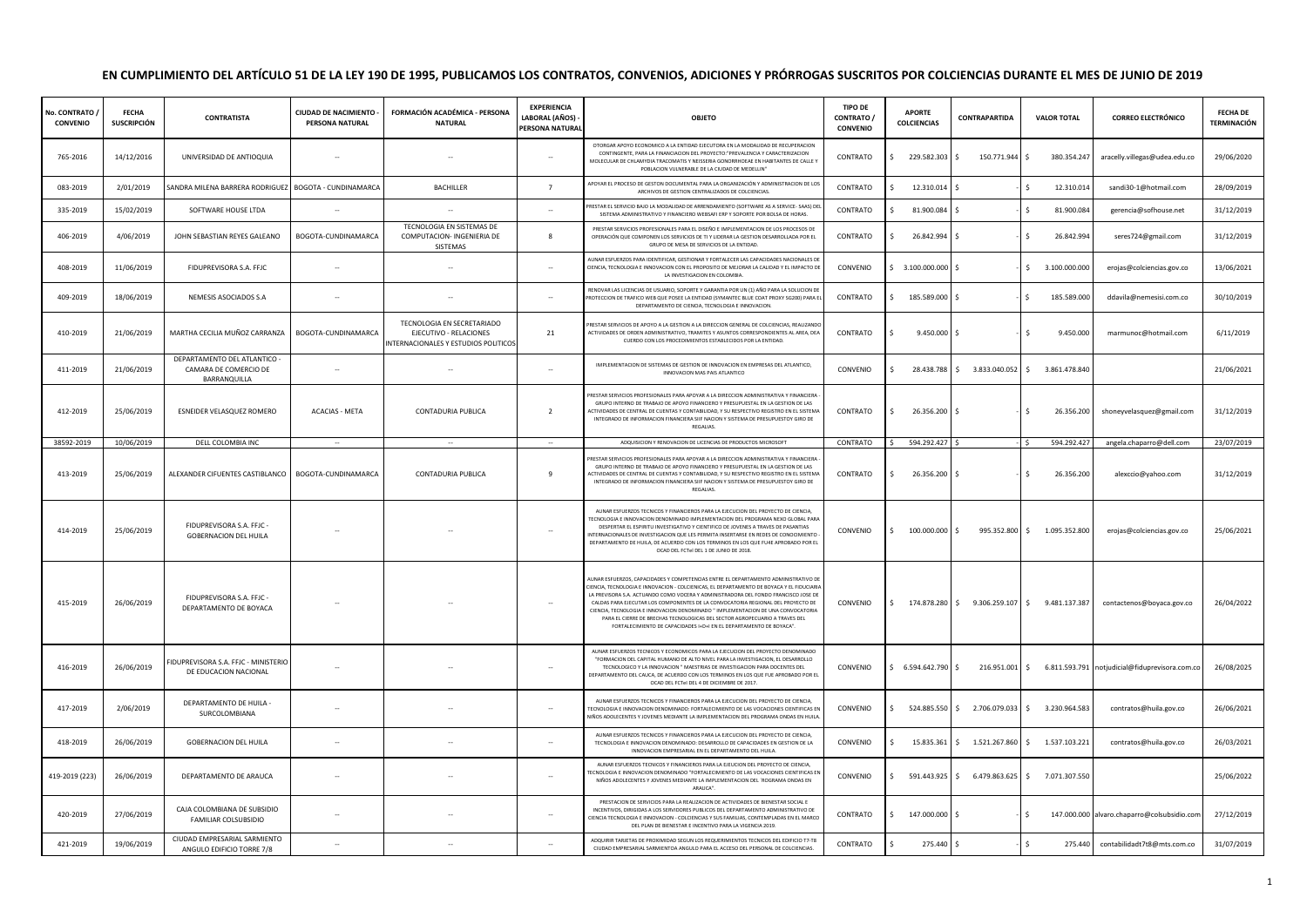# EN CUMPLIMIENTO DEL ARTÍCULO 51 DE LA LEY 190 DE 1995, PUBLICAMOS LOS CONTRATOS, CONVENIOS, ADICIONES Y PRÓRROGAS SUSCRITOS POR COLCIENCIAS DURANTE EL MES DE JUNIO DE 2019

| No. CONTRATO / CONVENIO | FECHA SUSCRIPCIÓN | CONTRATISTA | CIUDAD DE NACIMIENTO - PERSONA NATURAL | FORMACIÓN ACADÉMICA - PERSONA NATURAL | EXPERIENCIA LABORAL (AÑOS) - PERSONA NATURAL | OBJETO | TIPO DE CONTRATO / CONVENIO | APORTE COLCIENCIAS | CONTRAPARTIDA | VALOR TOTAL | CORREO ELECTRÓNICO | FECHA DE TERMINACIÓN |
|---|---|---|---|---|---|---|---|---|---|---|---|---|
| 765-2016 | 14/12/2016 | UNIVERSIDAD DE ANTIOQUIA | -- | -- | -- | OTORGAR APOYO ECONOMICO A LA ENTIDAD EJECUTORA EN LA MODALIDAD DE RECUPERACION CONTINGENTE, PARA LA FINANCIACION DEL PROYECTO "PREVALENCIA Y CARACTERIZACION MOLECULAR DE CHLAMYDIA TRACOMATIS Y NEISSERIA GONORRHOEAE EN HABITANTES DE CALLE Y POBLACION VULNERABLE DE LA CIUDAD DE MEDELLIN" | CONTRATO | $ 229.582.303 | $ 150.771.944 | $ 380.354.247 | aracelly.villegas@udea.edu.co | 29/06/2020 |
| 083-2019 | 2/01/2019 | SANDRA MILENA BARRERA RODRIGUEZ | BOGOTA - CUNDINAMARCA | BACHILLER | 7 | APOYAR EL PROCESO DE GESTION DOCUMENTAL PARA LA ORGANIZACIÓN Y ADMINISTRACION DE LOS ARCHIVOS DE GESTION CENTRALIZADOS DE COLCIENCIAS. | CONTRATO | $ 12.310.014 | $ - | $ 12.310.014 | sandi30-1@hotmail.com | 28/09/2019 |
| 335-2019 | 15/02/2019 | SOFTWARE HOUSE LTDA | -- | -- | -- | PRESTAR EL SERVICIO BAJO LA MODALIDAD DE ARRENDAMIENTO (SOFTWARE AS A SERVICE- SAAS) DEL SISTEMA ADMINISTRATIVO Y FINANCIERO WEBSAFI ERP Y SOPORTE POR BOLSA DE HORAS. | CONTRATO | $ 81.900.084 | $ - | $ 81.900.084 | gerencia@sofhouse.net | 31/12/2019 |
| 406-2019 | 4/06/2019 | JOHN SEBASTIAN REYES GALEANO | BOGOTA-CUNDINAMARCA | TECNOLOGIA EN SISTEMAS DE COMPUTACION- INGENIERIA DE SISTEMAS | 8 | PRESTAR SERVICIOS PROFESIONALES PARA EL DISEÑO E IMPLEMENTACION DE LOS PROCESOS DE OPERACIÓN QUE COMPONEN LOS SERVICIOS DE TI Y LIDERAR LA GESTION DESARROLLADA POR EL GRUPO DE MESA DE SERVICIOS DE LA ENTIDAD. | CONTRATO | $ 26.842.994 | $ - | $ 26.842.994 | seres724@gmail.com | 31/12/2019 |
| 408-2019 | 11/06/2019 | FIDUPREVISORA S.A. FFJC | -- | -- | -- | AUNAR ESFUERZOS PARA IDENTIFICAR, GESTIONAR Y FORTALECER LAS CAPACIDADES NACIONALES DE CIENCIA, TECNOLOGIA E INNOVACION CON EL PROPOSITO DE MEJORAR LA CALIDAD Y EL IMPACTO DE LA INVESTIGACION EN COLOMBIA. | CONVENIO | $ 3.100.000.000 | $ - | $ 3.100.000.000 | erojas@colciencias.gov.co | 13/06/2021 |
| 409-2019 | 18/06/2019 | NEMESIS ASOCIADOS S.A | -- | -- | -- | RENOVAR LAS LICENCIAS DE USUARIO, SOPORTE Y GARANTIA POR UN (1) AÑO PARA LA SOLUCION DE PROTECCION DE TRAFICO WEB QUE POSEE LA ENTIDAD (SYMANTEC BLUE COAT PROXY SG200) PARA EL DEPARTAMENTO DE CIENCIA, TECNOLOGIA E INNOVACION. | CONTRATO | $ 185.589.000 | $ - | $ 185.589.000 | ddavila@nemesisi.com.co | 30/10/2019 |
| 410-2019 | 21/06/2019 | MARTHA CECILIA MUÑOZ CARRANZA | BOGOTA-CUNDINAMARCA | TECNOLOGIA EN SECRETARIADO EJECUTIVO - RELACIONES INTERNACIONALES Y ESTUDIOS POLITICOS | 21 | PRESTAR SERVICIOS DE APOYO A LA GESTION A LA DIRECCION GENERAL DE COLCIENCIAS, REALIZANDO ACTIVIDADES DE ORDEN ADMINISTRATIVO, TRAMITES Y ASUNTOS CORRESPONDIENTES AL AREA, DEA CUERDO CON LOS PROCEDIMIENTOS ESTABLECIDOS POR LA ENTIDAD. | CONTRATO | $ 9.450.000 | $ - | $ 9.450.000 | marmunoc@hotmail.com | 6/11/2019 |
| 411-2019 | 21/06/2019 | DEPARTAMENTO DEL ATLANTICO - CAMARA DE COMERCIO DE BARRANQUILLA | -- | -- | -- | IMPLEMENTACION DE SISTEMAS DE GESTION DE INNOVACION EN EMPRESAS DEL ATLANTICO, INNOVACION MAS PAIS ATLANTICO | CONVENIO | $ 28.438.788 | $ 3.833.040.052 | $ 3.861.478.840 | | 21/06/2021 |
| 412-2019 | 25/06/2019 | ESNEIDER VELASQUEZ ROMERO | ACACIAS - META | CONTADURIA PUBLICA | 2 | PRESTAR SERVICIOS PROFESIONALES PARA APOYAR A LA DIRECCION ADMINISTRATIVA Y FINANCIERA - GRUPO INTERNO DE TRABAJO DE APOYO FINANCIERO Y PRESUPUESTAL EN LA GESTION DE LAS ACTIVIDADES DE CENTRAL DE CUENTAS Y CONTABILIDAD, Y SU RESPECTIVO REGISTRO EN EL SISTEMA INTEGRADO DE INFORMACION FINANCIERA SIIF NACION Y SISTEMA DE PRESUPUESTOY GIRO DE REGALIAS. | CONTRATO | $ 26.356.200 | $ - | $ 26.356.200 | shoneyvelasquez@gmail.com | 31/12/2019 |
| 38592-2019 | 10/06/2019 | DELL COLOMBIA INC | -- | -- | -- | ADQUISICION Y RENOVACION DE LICENCIAS DE PRODUCTOS MICROSOFT | CONTRATO | $ 594.292.427 | $ - | $ 594.292.427 | angela.chaparro@dell.com | 23/07/2019 |
| 413-2019 | 25/06/2019 | ALEXANDER CIFUENTES CASTIBLANCO | BOGOTA-CUNDINAMARCA | CONTADURIA PUBLICA | 9 | PRESTAR SERVICIOS PROFESIONALES PARA APOYAR A LA DIRECCION ADMINISTRATIVA Y FINANCIERA - GRUPO INTERNO DE TRABAJO DE APOYO FINANCIERO Y PRESUPUESTAL EN LA GESTION DE LAS ACTIVIDADES DE CENTRAL DE CUENTAS Y CONTABILIDAD, Y SU RESPECTIVO REGISTRO EN EL SISTEMA INTEGRADO DE INFORMACION FINANCIERA SIIF NACION Y SISTEMA DE PRESUPUESTOY GIRO DE REGALIAS. | CONTRATO | $ 26.356.200 | $ - | $ 26.356.200 | alexccio@yahoo.com | 31/12/2019 |
| 414-2019 | 25/06/2019 | FIDUPREVISORA S.A. FFJC - GOBERNACION DEL HUILA | -- | -- | -- | AUNAR ESFUERZOS TECNICOS Y FINANCIEROS PARA LA EJECUCION DEL PROYECTO DE CIENCIA, TECNOLOGIA E INNOVACION DENOMINADO IMPLEMENTACION DEL PROGRAMA NEXO GLOBAL PARA DESPERTAR EL ESPIRITU INVESTIGATIVO Y CIENTIFICO DE JOVENES A TRAVES DE PASANTIAS INTERNACIONALES DE INVESTIGACION QUE LES PERMITA INSERTARSE EN REDES DE CONOCIMIENTO - DEPARTAMENTO DE HUILA, DE ACUERDO CON LOS TERMINOS EN LOS QUE FUE APROBADO POR EL OCAD DEL FCTeI DEL 1 DE JUNIO DE 2018. | CONVENIO | $ 100.000.000 | $ 995.352.800 | $ 1.095.352.800 | erojas@colciencias.gov.co | 25/06/2021 |
| 415-2019 | 26/06/2019 | FIDUPREVISORA S.A. FFJC - DEPARTAMENTO DE BOYACA | -- | -- | -- | AUNAR ESFUERZOS, CAPACIDADES Y COMPETENCIAS ENTRE EL DEPARTAMENTO ADMINISTRATIVO DE CIENCIA, TECNOLOGIA E INNOVACION - COLCIENCIAS, EL DEPARTAMENTO DE BOYACA Y EL FIDUCIARIA LA PREVISORA S.A. ACTUANDO COMO VOCERA Y ADMINISTRADORA DEL FONDO FRANCISCO JOSE DE CALDAS PARA EJECUTAR LOS COMPONENTES DE LA CONVOCATORIA REGIONAL DEL PROYECTO DE CIENCIA, TECNOLOGIA E INNOVACION DENOMINADO " IMPLEMENTACION DE UNA CONVOCATORIA PARA EL CIERRE DE BRECHAS TECNOLOGICAS DEL SECTOR AGROPECUARIO A TRAVES DEL FORTALECIMIENTO DE CAPACIDADES I+D+I EN EL DEPARTAMENTO DE BOYACA". | CONVENIO | $ 174.878.280 | $ 9.306.259.107 | $ 9.481.137.387 | contactenos@boyaca.gov.co | 26/04/2022 |
| 416-2019 | 26/06/2019 | FIDUPREVISORA S.A. FFJC - MINISTERIO DE EDUCACION NACIONAL | -- | -- | -- | AUNAR ESFUERZOS TECNICOS Y ECONOMICOS PARA LA EJECUCION DEL PROYECTO DENOMINADO "FORMACION DEL CAPITAL HUMANO DE ALTO NIVEL PARA LA INVESTIGACION, EL DESARROLLO TECNOLOGICO Y LA INNOVACION " MAESTRIAS DE INVESTIGACION PARA DOCENTES DEL DEPARTAMENTO DEL CAUCA, DE ACUERDO CON LOS TERMINOS EN LOS QUE FUE APROBADO POR EL OCAD DEL FCTeI DEL 4 DE DICIEMBRE DE 2017. | CONVENIO | $ 6.594.642.790 | $ 216.951.001 | $ 6.811.593.791 | notjudicial@fiduprevisora.com.co | 26/08/2025 |
| 417-2019 | 2/06/2019 | DEPARTAMENTO DE HUILA - SURCOLOMBIANA | -- | -- | -- | AUNAR ESFUERZOS TECNICOS Y FINANCIEROS PARA LA EJECUCION DEL PROYECTO DE CIENCIA, TECNOLOGIA E INNOVACION DENOMINADO: FORTALECIMIENTO DE LAS VOCACIONES CIENTIFICAS EN NIÑOS ADOLECENTES Y JOVENES MEDIANTE LA IMPLEMENTACION DEL PROGRAMA ONDAS EN HUILA. | CONVENIO | $ 524.885.550 | $ 2.706.079.033 | $ 3.230.964.583 | contratos@huila.gov.co | 26/06/2021 |
| 418-2019 | 26/06/2019 | GOBERNACION DEL HUILA | -- | -- | -- | AUNAR ESFUERZOS TECNICOS Y FINANCIEROS PARA LA EJECUCION DEL PROYECTO DE CIENCIA, TECNOLOGIA E INNOVACION DENOMINADO: DESARROLLO DE CAPACIDADES EN GESTION DE LA INNOVACION EMPRESARIAL EN EL DEPARTAMENTO DEL HUILA. | CONVENIO | $ 15.835.361 | $ 1.521.267.860 | $ 1.537.103.221 | contratos@huila.gov.co | 26/03/2021 |
| 419-2019 (223) | 26/06/2019 | DEPARTAMENTO DE ARAUCA | -- | -- | -- | AUNAR ESFUERZOS TECNICOS Y FINANCIEROS PARA LA EJECUCION DEL PROYECTO DE CIENCIA, TECNOLOGIA E INNOVACION DENOMINADO "FORTALECIMIENTO DE LAS VOCACIONES CIENTIFICAS EN NIÑOS ADOLECENTES Y JOVENES MEDIANTE LA IMPLEMENTACION DEL ´ROGRAMA ONDAS EN ARAUCA". | CONVENIO | $ 591.443.925 | $ 6.479.863.625 | $ 7.071.307.550 | | 25/06/2022 |
| 420-2019 | 27/06/2019 | CAJA COLOMBIANA DE SUBSIDIO FAMILIAR COLSUBSIDIO | -- | -- | -- | PRESTACION DE SERVICIOS PARA LA REALIZACION DE ACTIVIDADES DE BIENESTAR SOCIAL E INCENTIVOS, DIRIGIDAS A LOS SERVIDORES PUBLICOS DEL DEPARTAMENTO ADMINISTRATIVO DE CIENCIA TECNOLOGIA E INNOVACION - COLCIENCIAS Y SUS FAMILIAS, CONTEMPLADAS EN EL MARCO DEL PLAN DE BIENESTAR E INCENTIVO PARA LA VIGENCIA 2019. | CONTRATO | $ 147.000.000 | $ - | $ 147.000.000 | alvaro.chaparro@colsubsidio.com | 27/12/2019 |
| 421-2019 | 19/06/2019 | CIUDAD EMPRESARIAL SARMIENTO ANGULO EDIFICIO TORRE 7/8 | -- | -- | -- | ADQUIRIR TARJETAS DE PROXIMIDAD SEGUN LOS REQUERIMIENTOS TECNICOS DEL EDIFICIO T7-T8 CIUDAD EMPRESARIAL SARMIENTOA ANGULO PARA EL ACCESO DEL PERSONAL DE COLCIENCIAS. | CONTRATO | $ 275.440 | $ - | $ 275.440 | contabilidadt7t8@mts.com.co | 31/07/2019 |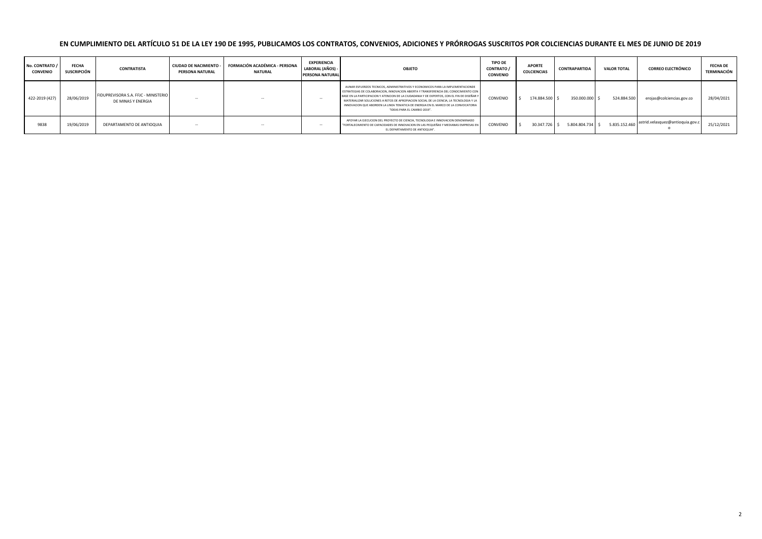## EN CUMPLIMIENTO DEL ARTÍCULO 51 DE LA LEY 190 DE 1995, PUBLICAMOS LOS CONTRATOS, CONVENIOS, ADICIONES Y PRÓRROGAS SUSCRITOS POR COLCIENCIAS DURANTE EL MES DE JUNIO DE 2019

| No. CONTRATO / CONVENIO | FECHA SUSCRIPCIÓN | CONTRATISTA | CIUDAD DE NACIMIENTO - PERSONA NATURAL | FORMACIÓN ACADÉMICA - PERSONA NATURAL | EXPERIENCIA LABORAL (AÑOS) - PERSONA NATURAL | OBJETO | TIPO DE CONTRATO / CONVENIO | APORTE COLCIENCIAS | CONTRAPARTIDA | VALOR TOTAL | CORREO ELECTRÓNICO | FECHA DE TERMINACIÓN |
|---|---|---|---|---|---|---|---|---|---|---|---|---|
| 422-2019 (427) | 28/06/2019 | FIDUPREVISORA S.A. FFJC - MINISTERIO DE MINAS Y ENERGIA | -- | -- | -- | AUNAR ESFUERZOS TECNICOS, ADMINISTRATIVOS Y ECONOMICOS PARA LA IMPLEMENTACIONDE ESTRATEGIAS DE COLABORACION, INNOVACION ABIERTA Y TRANSFERENCIA DEL CONOCIMIENTO CON BASE EN LA PARTICIPACION Y ATENCION DE LA CIUDADANIA Y DE EXPERTOS, CON EL FIN DE DISEÑAR Y MATERIALIZAR SOLUCIONES A RETOS DE APROPIACION SOCIAL DE LA CIENCIA, LA TECNOLOGIA Y LA INNOVACION QUE ABORDEN LA LINEA TEMATICA DE ENERGIA EN EL MARCO DE LA CONVOCATORIA "IDEAS PARA EL CAMBIO 2019". | CONVENIO | $ 174.884.500 | $ 350.000.000 | $ 524.884.500 | erojas@colciencias.gov.co | 28/04/2021 |
| 9838 | 19/06/2019 | DEPARTAMENTO DE ANTIOQUIA | -- | -- | -- | APOYAR LA EJECUCION DEL PROYECTO DE CIENCIA, TECNOLOGIA E INNOVACION DENOMINADO "FORTALECIMIENTO DE CAPACIDADES DE INNOVACION EN LAS PEQUEÑAS Y MEDIANAS EMPRESAS EN EL DEPARTAMENTO DE ANTIOQUIA". | CONVENIO | $ 30.347.726 | $ 5.804.804.734 | $ 5.835.152.460 | astrid.velasquez@antioquia.gov.co | 25/12/2021 |